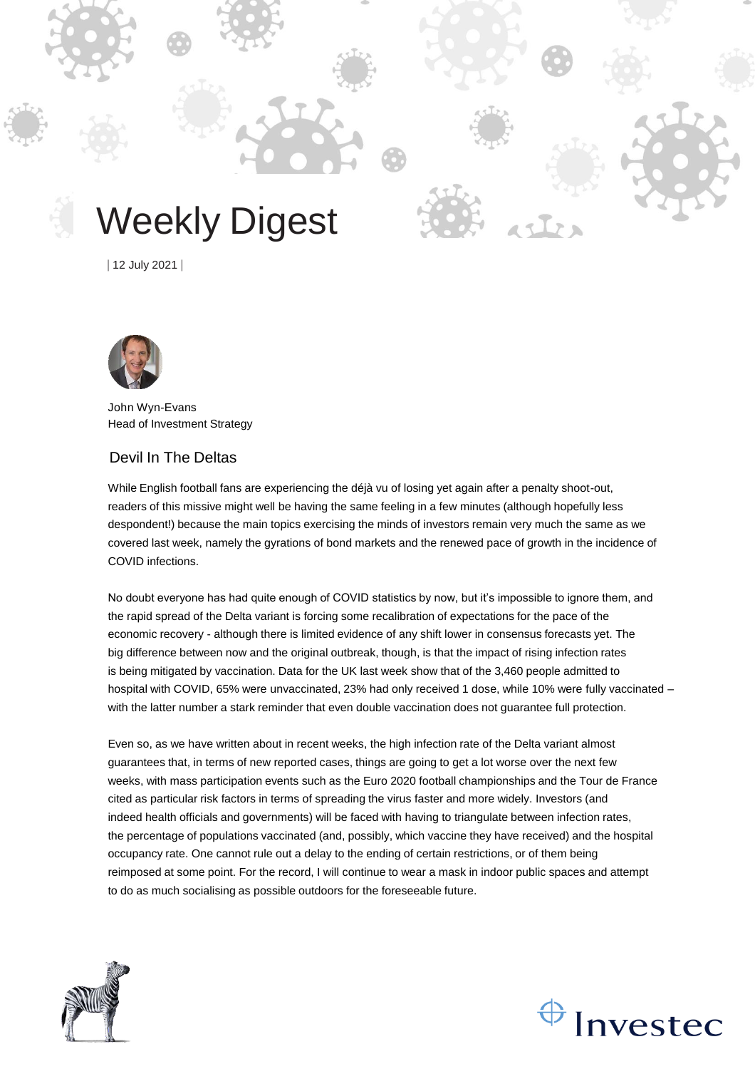# Weekly Digest

| 12 July 2021 |

John Wyn-Evans
Head of Investment Strategy

## Devil In The Deltas

While English football fans are experiencing the déjà vu of losing yet again after a penalty shoot-out, readers of this missive might well be having the same feeling in a few minutes (although hopefully less despondent!) because the main topics exercising the minds of investors remain very much the same as we covered last week, namely the gyrations of bond markets and the renewed pace of growth in the incidence of COVID infections.

No doubt everyone has had quite enough of COVID statistics by now, but it's impossible to ignore them, and the rapid spread of the Delta variant is forcing some recalibration of expectations for the pace of the economic recovery - although there is limited evidence of any shift lower in consensus forecasts yet. The big difference between now and the original outbreak, though, is that the impact of rising infection rates is being mitigated by vaccination. Data for the UK last week show that of the 3,460 people admitted to hospital with COVID, 65% were unvaccinated, 23% had only received 1 dose, while 10% were fully vaccinated – with the latter number a stark reminder that even double vaccination does not guarantee full protection.

Even so, as we have written about in recent weeks, the high infection rate of the Delta variant almost guarantees that, in terms of new reported cases, things are going to get a lot worse over the next few weeks, with mass participation events such as the Euro 2020 football championships and the Tour de France cited as particular risk factors in terms of spreading the virus faster and more widely. Investors (and indeed health officials and governments) will be faced with having to triangulate between infection rates, the percentage of populations vaccinated (and, possibly, which vaccine they have received) and the hospital occupancy rate. One cannot rule out a delay to the ending of certain restrictions, or of them being reimposed at some point. For the record, I will continue to wear a mask in indoor public spaces and attempt to do as much socialising as possible outdoors for the foreseeable future.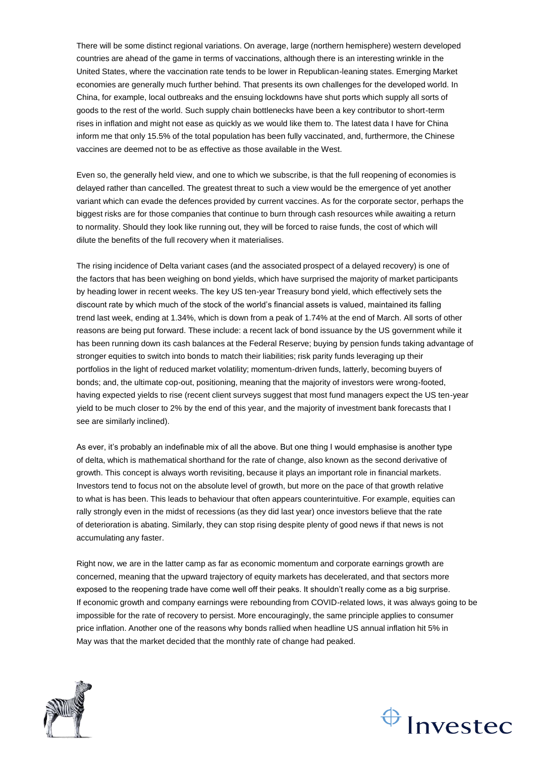There will be some distinct regional variations. On average, large (northern hemisphere) western developed countries are ahead of the game in terms of vaccinations, although there is an interesting wrinkle in the United States, where the vaccination rate tends to be lower in Republican-leaning states. Emerging Market economies are generally much further behind. That presents its own challenges for the developed world. In China, for example, local outbreaks and the ensuing lockdowns have shut ports which supply all sorts of goods to the rest of the world. Such supply chain bottlenecks have been a key contributor to short-term rises in inflation and might not ease as quickly as we would like them to. The latest data I have for China inform me that only 15.5% of the total population has been fully vaccinated, and, furthermore, the Chinese vaccines are deemed not to be as effective as those available in the West.

Even so, the generally held view, and one to which we subscribe, is that the full reopening of economies is delayed rather than cancelled. The greatest threat to such a view would be the emergence of yet another variant which can evade the defences provided by current vaccines. As for the corporate sector, perhaps the biggest risks are for those companies that continue to burn through cash resources while awaiting a return to normality. Should they look like running out, they will be forced to raise funds, the cost of which will dilute the benefits of the full recovery when it materialises.

The rising incidence of Delta variant cases (and the associated prospect of a delayed recovery) is one of the factors that has been weighing on bond yields, which have surprised the majority of market participants by heading lower in recent weeks. The key US ten-year Treasury bond yield, which effectively sets the discount rate by which much of the stock of the world's financial assets is valued, maintained its falling trend last week, ending at 1.34%, which is down from a peak of 1.74% at the end of March. All sorts of other reasons are being put forward. These include: a recent lack of bond issuance by the US government while it has been running down its cash balances at the Federal Reserve; buying by pension funds taking advantage of stronger equities to switch into bonds to match their liabilities; risk parity funds leveraging up their portfolios in the light of reduced market volatility; momentum-driven funds, latterly, becoming buyers of bonds; and, the ultimate cop-out, positioning, meaning that the majority of investors were wrong-footed, having expected yields to rise (recent client surveys suggest that most fund managers expect the US ten-year yield to be much closer to 2% by the end of this year, and the majority of investment bank forecasts that I see are similarly inclined).

As ever, it's probably an indefinable mix of all the above. But one thing I would emphasise is another type of delta, which is mathematical shorthand for the rate of change, also known as the second derivative of growth. This concept is always worth revisiting, because it plays an important role in financial markets. Investors tend to focus not on the absolute level of growth, but more on the pace of that growth relative to what is has been. This leads to behaviour that often appears counterintuitive. For example, equities can rally strongly even in the midst of recessions (as they did last year) once investors believe that the rate of deterioration is abating. Similarly, they can stop rising despite plenty of good news if that news is not accumulating any faster.

Right now, we are in the latter camp as far as economic momentum and corporate earnings growth are concerned, meaning that the upward trajectory of equity markets has decelerated, and that sectors more exposed to the reopening trade have come well off their peaks. It shouldn't really come as a big surprise. If economic growth and company earnings were rebounding from COVID-related lows, it was always going to be impossible for the rate of recovery to persist. More encouragingly, the same principle applies to consumer price inflation. Another one of the reasons why bonds rallied when headline US annual inflation hit 5% in May was that the market decided that the monthly rate of change had peaked.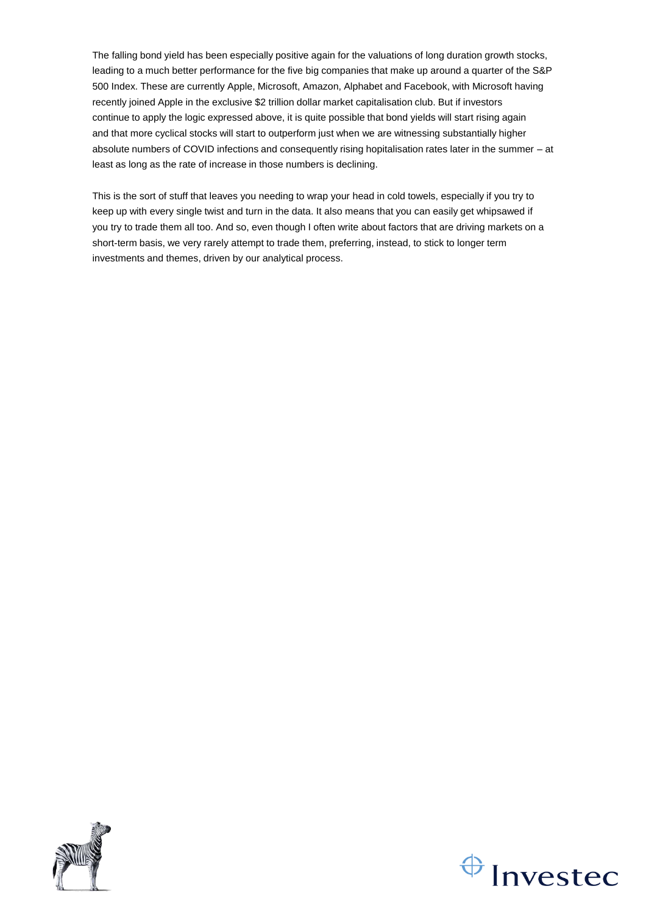The falling bond yield has been especially positive again for the valuations of long duration growth stocks, leading to a much better performance for the five big companies that make up around a quarter of the S&P 500 Index. These are currently Apple, Microsoft, Amazon, Alphabet and Facebook, with Microsoft having recently joined Apple in the exclusive $2 trillion dollar market capitalisation club. But if investors continue to apply the logic expressed above, it is quite possible that bond yields will start rising again and that more cyclical stocks will start to outperform just when we are witnessing substantially higher absolute numbers of COVID infections and consequently rising hopitalisation rates later in the summer – at least as long as the rate of increase in those numbers is declining.

This is the sort of stuff that leaves you needing to wrap your head in cold towels, especially if you try to keep up with every single twist and turn in the data. It also means that you can easily get whipsawed if you try to trade them all too. And so, even though I often write about factors that are driving markets on a short-term basis, we very rarely attempt to trade them, preferring, instead, to stick to longer term investments and themes, driven by our analytical process.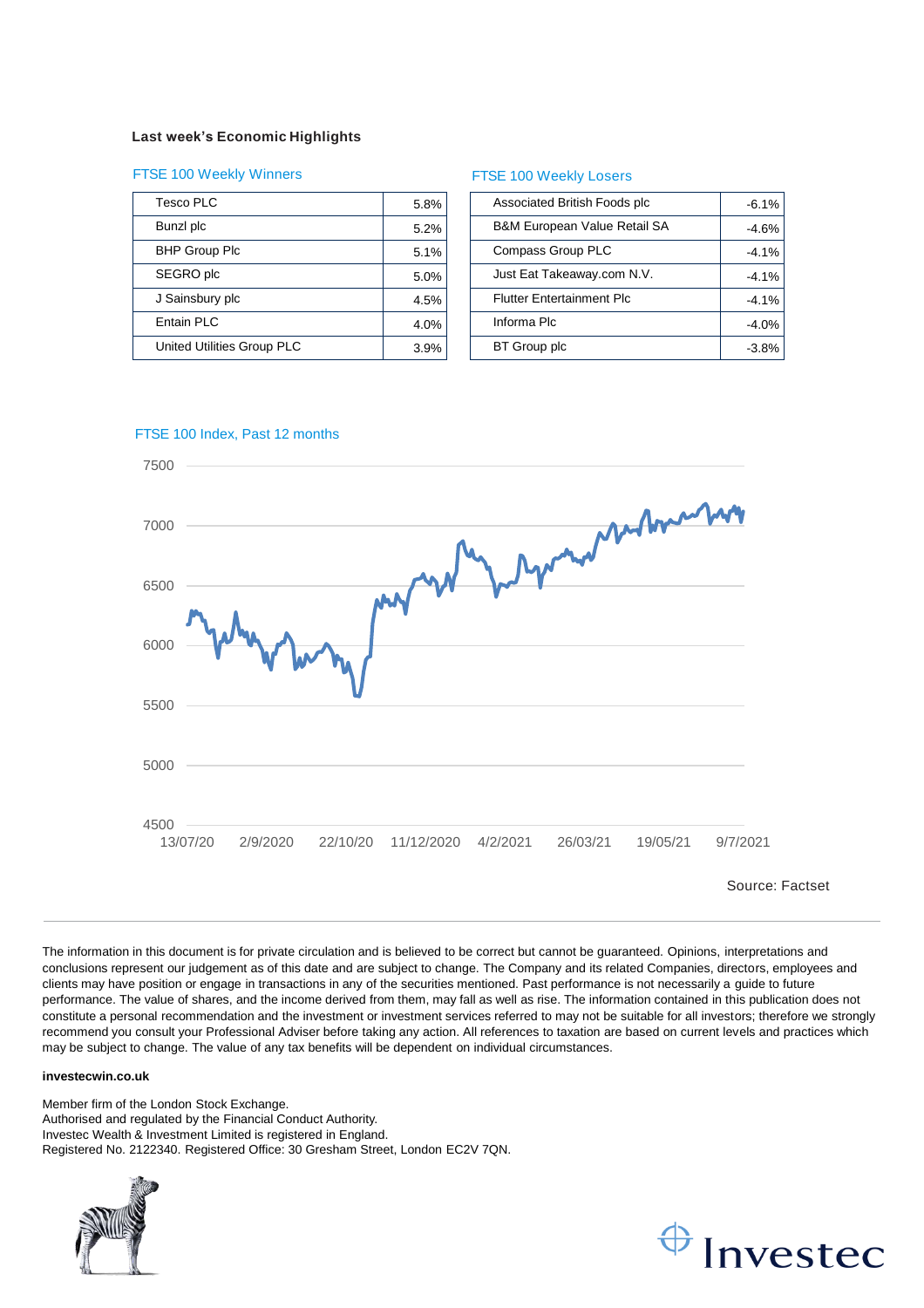### Last week's Economic Highlights

#### FTSE 100 Weekly Winners

| | |
|---|---|
| Tesco PLC | 5.8% |
| Bunzl plc | 5.2% |
| BHP Group Plc | 5.1% |
| SEGRO plc | 5.0% |
| J Sainsbury plc | 4.5% |
| Entain PLC | 4.0% |
| United Utilities Group PLC | 3.9% |

#### FTSE 100 Weekly Losers

| | |
|---|---|
| Associated British Foods plc | -6.1% |
| B&M European Value Retail SA | -4.6% |
| Compass Group PLC | -4.1% |
| Just Eat Takeaway.com N.V. | -4.1% |
| Flutter Entertainment Plc | -4.1% |
| Informa Plc | -4.0% |
| BT Group plc | -3.8% |

#### FTSE 100 Index, Past 12 months

7500
7000
6500
6000
5500
5000
4500

13/07/20 2/9/2020 22/10/20 11/12/2020 4/2/2021 26/03/21 19/05/21 9/7/2021

Source: Factset

---

The information in this document is for private circulation and is believed to be correct but cannot be guaranteed. Opinions, interpretations and conclusions represent our judgement as of this date and are subject to change. The Company and its related Companies, directors, employees and clients may have position or engage in transactions in any of the securities mentioned. Past performance is not necessarily a guide to future performance. The value of shares, and the income derived from them, may fall as well as rise. The information contained in this publication does not constitute a personal recommendation and the investment or investment services referred to may not be suitable for all investors; therefore we strongly recommend you consult your Professional Adviser before taking any action. All references to taxation are based on current levels and practices which may be subject to change. The value of any tax benefits will be dependent on individual circumstances.

**investecwin.co.uk**

Member firm of the London Stock Exchange.
Authorised and regulated by the Financial Conduct Authority.
Investec Wealth & Investment Limited is registered in England.
Registered No. 2122340. Registered Office: 30 Gresham Street, London EC2V 7QN.

Investec